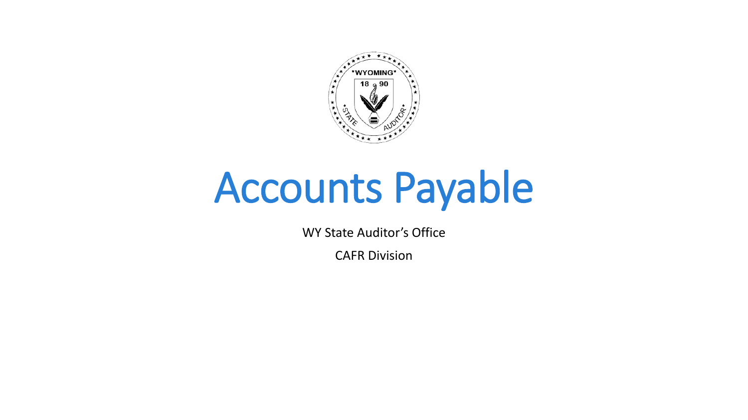# Accounts Payable

WY State Auditor's Office

CAFR Division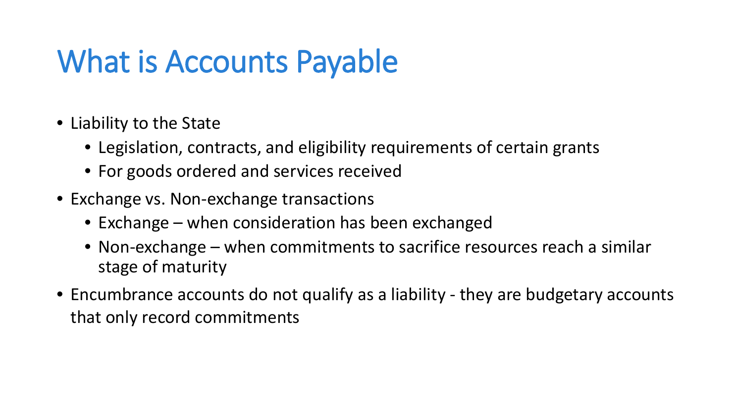# What is Accounts Payable

- Liability to the State
  - Legislation, contracts, and eligibility requirements of certain grants
  - For goods ordered and services received
- Exchange vs. Non-exchange transactions
  - Exchange – when consideration has been exchanged
  - Non-exchange – when commitments to sacrifice resources reach a similar stage of maturity
- Encumbrance accounts do not qualify as a liability - they are budgetary accounts that only record commitments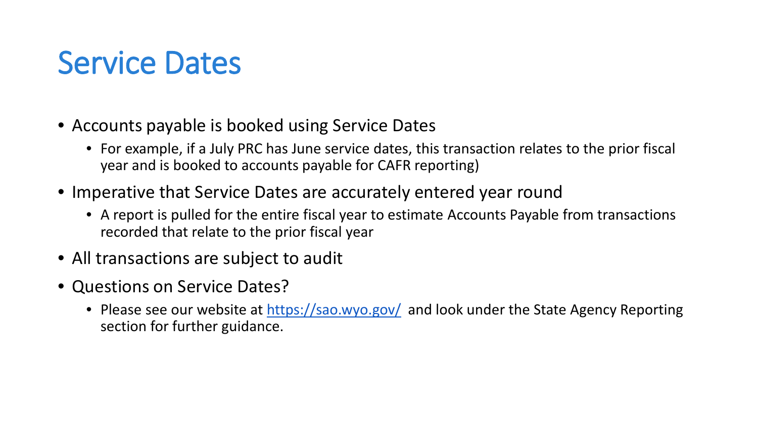# Service Dates

- Accounts payable is booked using Service Dates
  - For example, if a July PRC has June service dates, this transaction relates to the prior fiscal year and is booked to accounts payable for CAFR reporting)
- Imperative that Service Dates are accurately entered year round
  - A report is pulled for the entire fiscal year to estimate Accounts Payable from transactions recorded that relate to the prior fiscal year
- All transactions are subject to audit
- Questions on Service Dates?
  - Please see our website at [https://sao.wyo.gov/](https://sao.wyo.gov/) and look under the State Agency Reporting section for further guidance.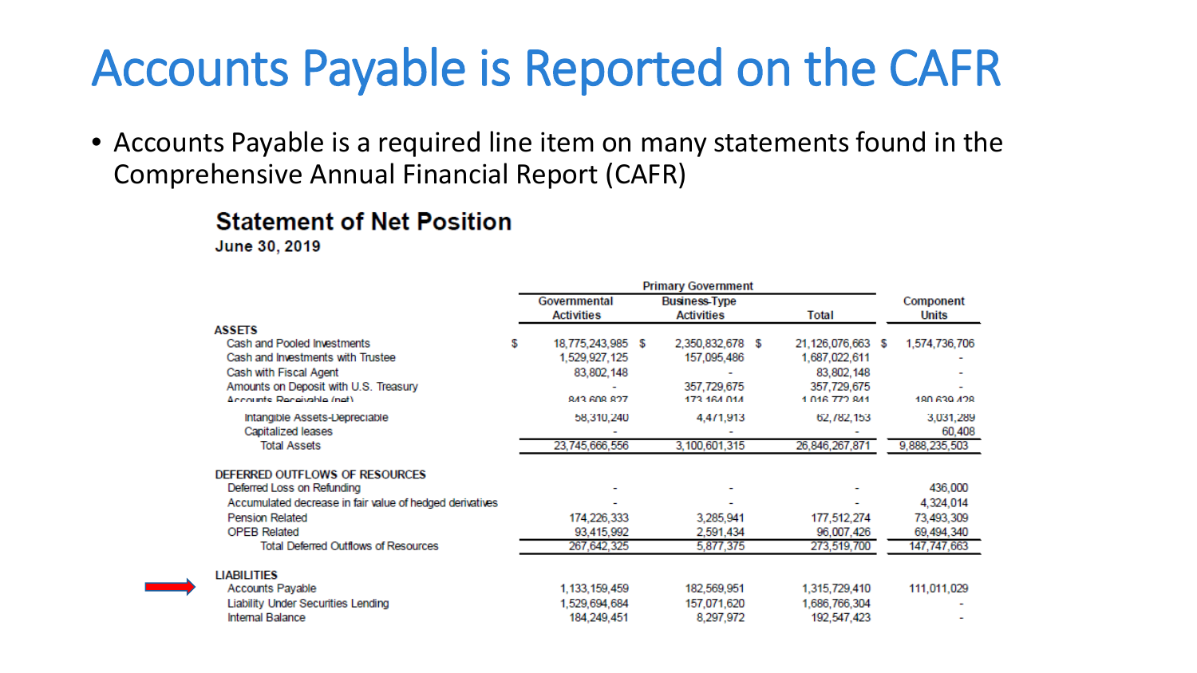# Accounts Payable is Reported on the CAFR

- Accounts Payable is a required line item on many statements found in the Comprehensive Annual Financial Report (CAFR)

## Statement of Net Position

**June 30, 2019**

| | Primary Government | | | |
|---|---|---|---|---|
| | Governmental Activities | Business-Type Activities | Total | Component Units |
| **ASSETS** | | | | |
| Cash and Pooled Investments | $ 18,775,243,985 | $ 2,350,832,678 | $ 21,126,076,663 | $ 1,574,736,706 |
| Cash and Investments with Trustee | 1,529,927,125 | 157,095,486 | 1,687,022,611 | - |
| Cash with Fiscal Agent | 83,802,148 | - | 83,802,148 | - |
| Amounts on Deposit with U.S. Treasury | - | 357,729,675 | 357,729,675 | - |
| Accounts Receivable (net) | 843,608,827 | 173,164,014 | 1,016,772,841 | 180,639,428 |
| Intangible Assets-Depreciable | 58,310,240 | 4,471,913 | 62,782,153 | 3,031,289 |
| Capitalized leases | - | - | - | 60,408 |
| Total Assets | 23,745,666,556 | 3,100,601,315 | 26,846,267,871 | 9,888,235,503 |
| **DEFERRED OUTFLOWS OF RESOURCES** | | | | |
| Deferred Loss on Refunding | - | - | - | 436,000 |
| Accumulated decrease in fair value of hedged derivatives | - | - | - | 4,324,014 |
| Pension Related | 174,226,333 | 3,285,941 | 177,512,274 | 73,493,309 |
| OPEB Related | 93,415,992 | 2,591,434 | 96,007,426 | 69,494,340 |
| Total Deferred Outflows of Resources | 267,642,325 | 5,877,375 | 273,519,700 | 147,747,663 |
| **LIABILITIES** | | | | |
| Accounts Payable | 1,133,159,459 | 182,569,951 | 1,315,729,410 | 111,011,029 |
| Liability Under Securities Lending | 1,529,694,684 | 157,071,620 | 1,686,766,304 | - |
| Internal Balance | 184,249,451 | 8,297,972 | 192,547,423 | - |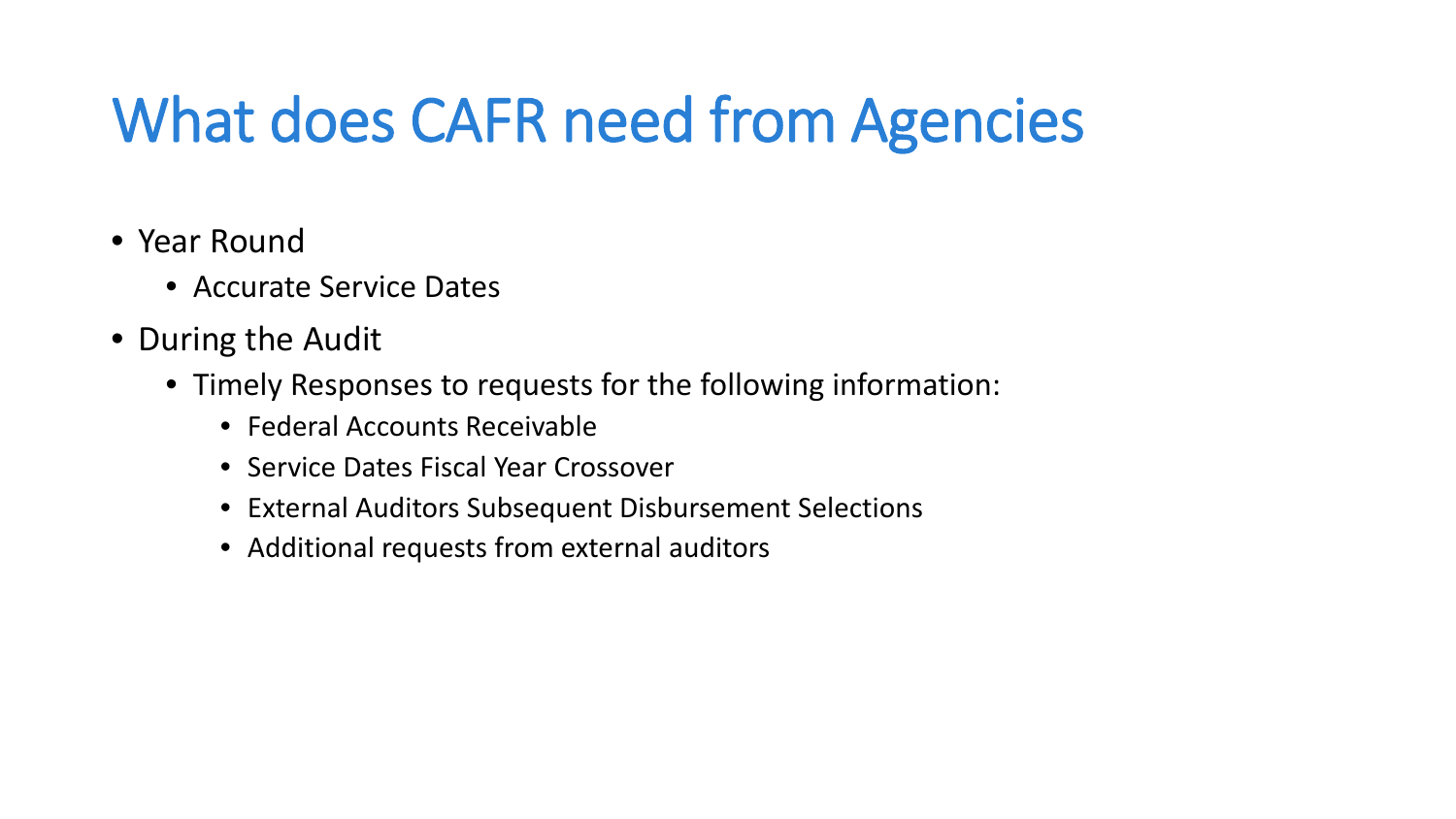# What does CAFR need from Agencies

- Year Round
  - Accurate Service Dates
- During the Audit
  - Timely Responses to requests for the following information:
    - Federal Accounts Receivable
    - Service Dates Fiscal Year Crossover
    - External Auditors Subsequent Disbursement Selections
    - Additional requests from external auditors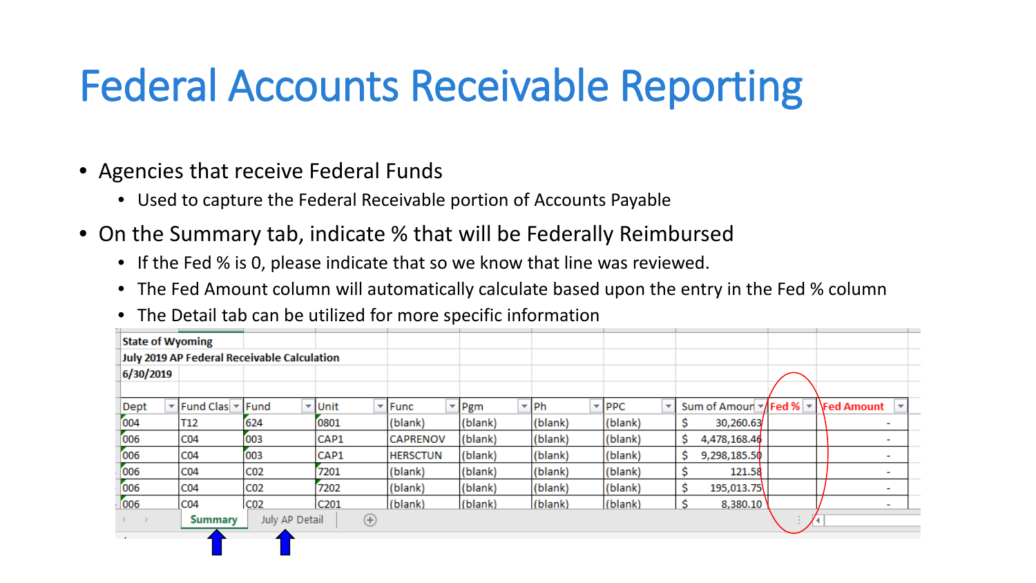# Federal Accounts Receivable Reporting

- Agencies that receive Federal Funds
  - Used to capture the Federal Receivable portion of Accounts Payable
- On the Summary tab, indicate % that will be Federally Reimbursed
  - If the Fed % is 0, please indicate that so we know that line was reviewed.
  - The Fed Amount column will automatically calculate based upon the entry in the Fed % column
  - The Detail tab can be utilized for more specific information

**State of Wyoming**
**July 2019 AP Federal Receivable Calculation**
**6/30/2019**

| Dept | Fund Clas | Fund | Unit | Func | Pgm | Ph | PPC | Sum of Amoun | Fed % | Fed Amount |
|---|---|---|---|---|---|---|---|---|---|---|
| 004 | T12 | 624 | 0801 | (blank) | (blank) | (blank) | (blank) | $ 30,260.63 | | - |
| 006 | C04 | 003 | CAP1 | CAPRENOV | (blank) | (blank) | (blank) | $ 4,478,168.46 | | - |
| 006 | C04 | 003 | CAP1 | HERSCTUN | (blank) | (blank) | (blank) | $ 9,298,185.50 | | - |
| 006 | C04 | C02 | 7201 | (blank) | (blank) | (blank) | (blank) | $ 121.58 | | - |
| 006 | C04 | C02 | 7202 | (blank) | (blank) | (blank) | (blank) | $ 195,013.75 | | - |
| 006 | C04 | C02 | C201 | (blank) | (blank) | (blank) | (blank) | $ 8,380.10 | | - |

Summary | July AP Detail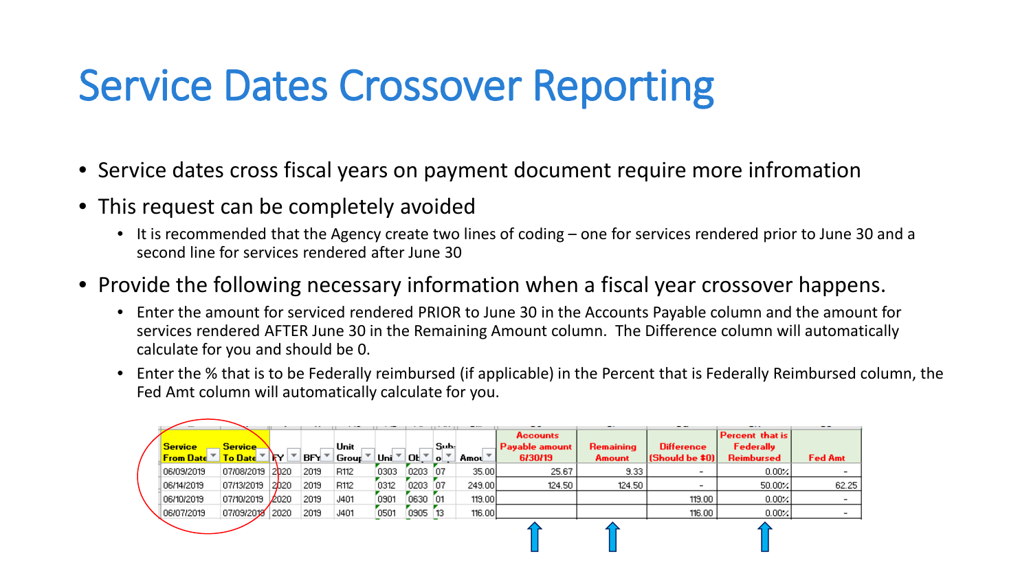# Service Dates Crossover Reporting

- Service dates cross fiscal years on payment document require more infromation
- This request can be completely avoided
  - It is recommended that the Agency create two lines of coding – one for services rendered prior to June 30 and a second line for services rendered after June 30
- Provide the following necessary information when a fiscal year crossover happens.
  - Enter the amount for serviced rendered PRIOR to June 30 in the Accounts Payable column and the amount for services rendered AFTER June 30 in the Remaining Amount column. The Difference column will automatically calculate for you and should be 0.
  - Enter the % that is to be Federally reimbursed (if applicable) in the Percent that is Federally Reimbursed column, the Fed Amt column will automatically calculate for you.

| Service From Date | Service To Date | FY | BFY | Unit Group | Uni | Ob | Sub-o | Amou | Accounts Payable amount 6/30/19 | Remaining Amount | Difference (Should be $0) | Percent that is Federally Reimbursed | Fed Amt |
|---|---|---|---|---|---|---|---|---|---|---|---|---|---|
| 06/09/2019 | 07/08/2019 | 2020 | 2019 | R112 | 0303 | 0203 | 07 | 35.00 | 25.67 | 9.33 | - | 0.00% | - |
| 06/14/2019 | 07/13/2019 | 2020 | 2019 | R112 | 0312 | 0203 | 07 | 249.00 | 124.50 | 124.50 | - | 50.00% | 62.25 |
| 06/10/2019 | 07/10/2019 | 2020 | 2019 | J401 | 0901 | 0630 | 01 | 119.00 | | | 119.00 | 0.00% | - |
| 06/07/2019 | 07/09/2019 | 2020 | 2019 | J401 | 0501 | 0905 | 13 | 116.00 | | | 116.00 | 0.00% | - |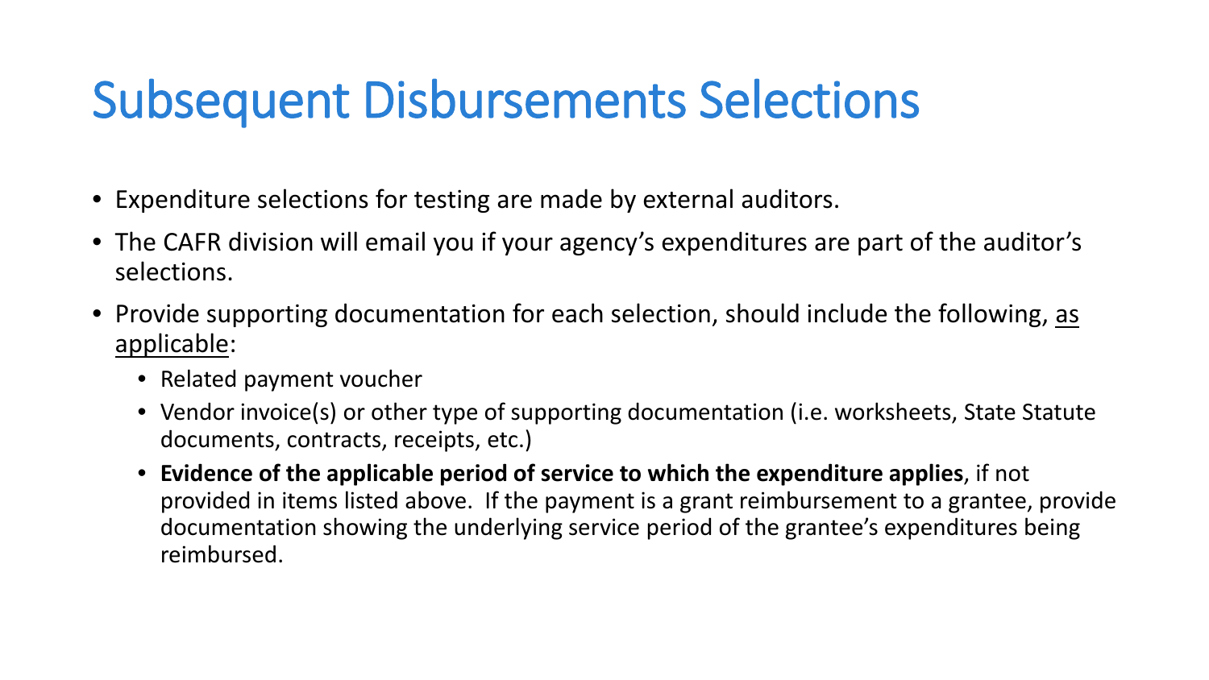# Subsequent Disbursements Selections

- Expenditure selections for testing are made by external auditors.
- The CAFR division will email you if your agency's expenditures are part of the auditor's selections.
- Provide supporting documentation for each selection, should include the following, as applicable:
  - Related payment voucher
  - Vendor invoice(s) or other type of supporting documentation (i.e. worksheets, State Statute documents, contracts, receipts, etc.)
  - **Evidence of the applicable period of service to which the expenditure applies**, if not provided in items listed above. If the payment is a grant reimbursement to a grantee, provide documentation showing the underlying service period of the grantee's expenditures being reimbursed.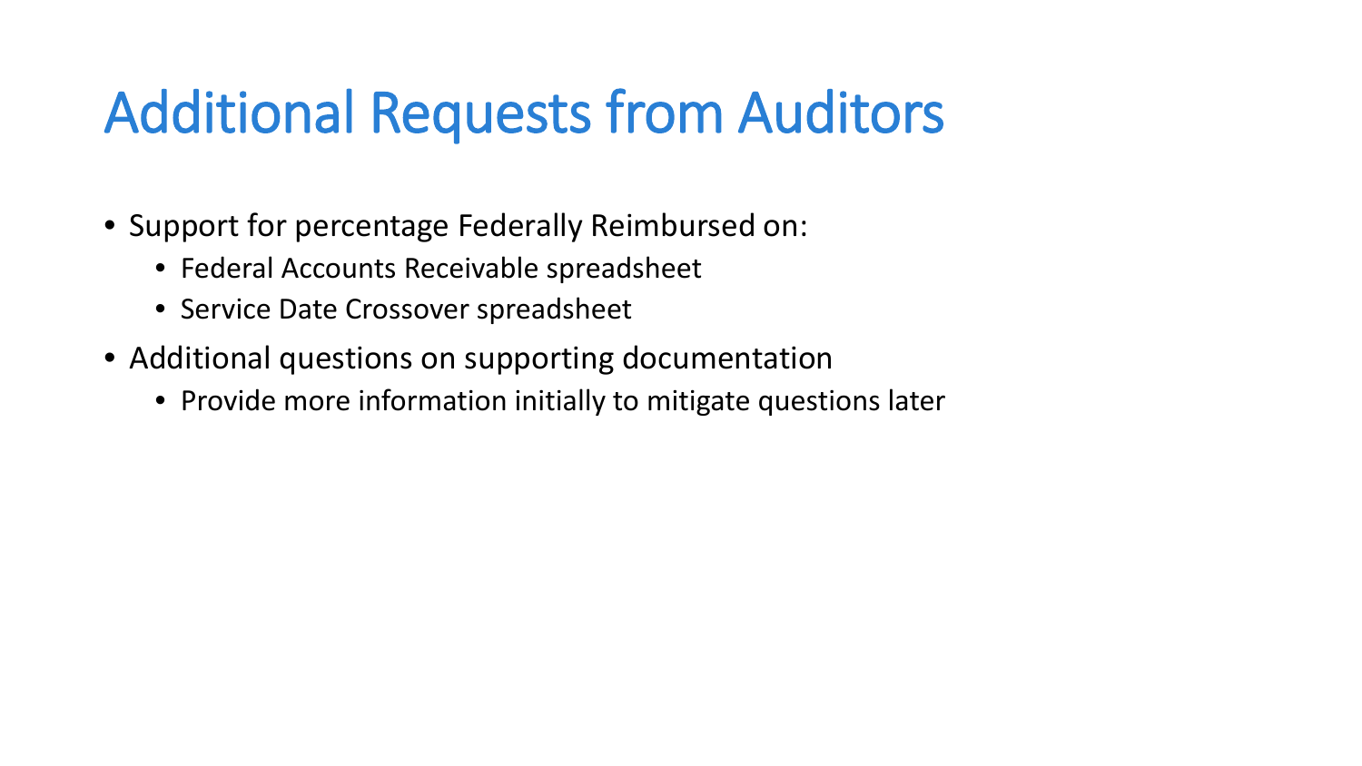# Additional Requests from Auditors

- Support for percentage Federally Reimbursed on:
  - Federal Accounts Receivable spreadsheet
  - Service Date Crossover spreadsheet
- Additional questions on supporting documentation
  - Provide more information initially to mitigate questions later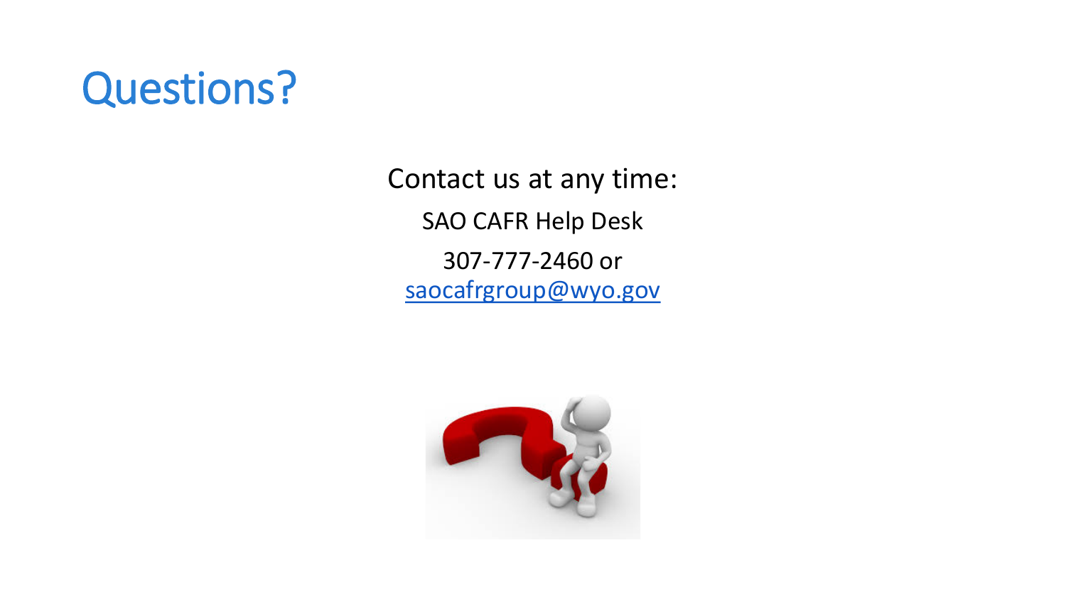# Questions?

Contact us at any time:

SAO CAFR Help Desk

307-777-2460 or
saocafrgroup@wyo.gov